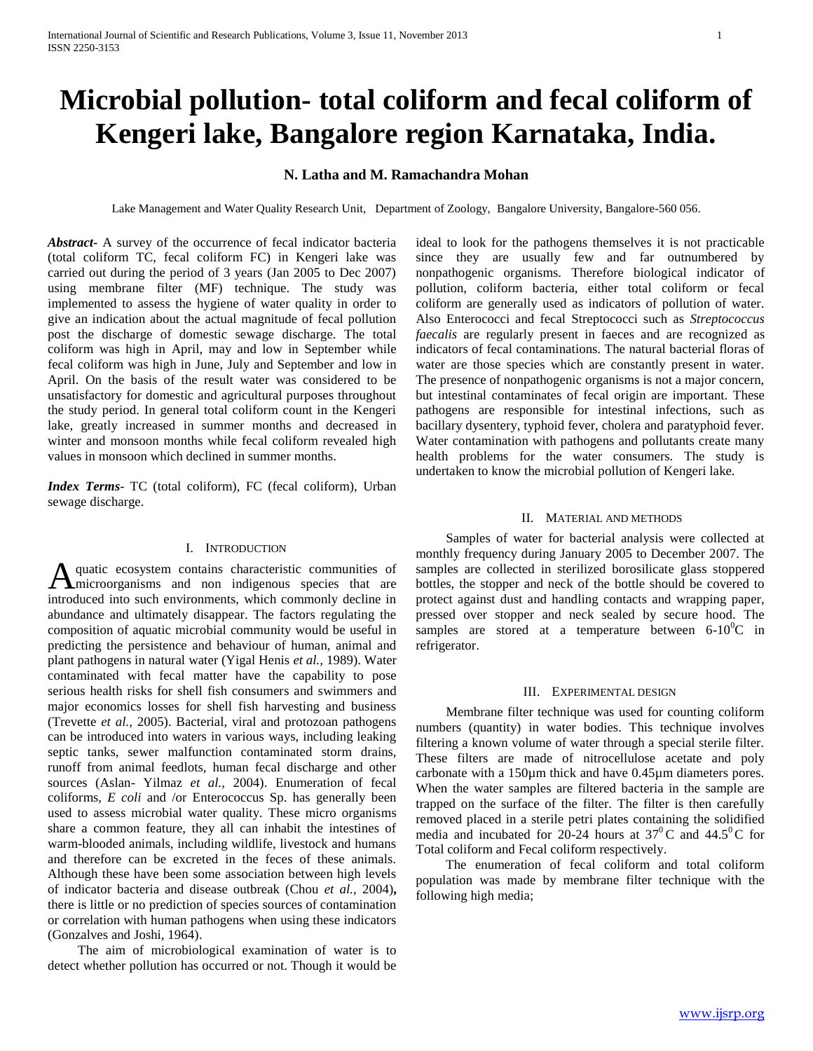# Microbial pollution- total coliform and fecal coliform of Kengeri lake, Bangalore region Karnataka, India.

**N. Latha and M. Ramachandra Mohan**

Lake Management and Water Quality Research Unit, Department of Zoology, Bangalore University, Bangalore-560 056.

***Abstract***- A survey of the occurrence of fecal indicator bacteria (total coliform TC, fecal coliform FC) in Kengeri lake was carried out during the period of 3 years (Jan 2005 to Dec 2007) using membrane filter (MF) technique. The study was implemented to assess the hygiene of water quality in order to give an indication about the actual magnitude of fecal pollution post the discharge of domestic sewage discharge. The total coliform was high in April, may and low in September while fecal coliform was high in June, July and September and low in April. On the basis of the result water was considered to be unsatisfactory for domestic and agricultural purposes throughout the study period. In general total coliform count in the Kengeri lake, greatly increased in summer months and decreased in winter and monsoon months while fecal coliform revealed high values in monsoon which declined in summer months.

***Index Terms***- TC (total coliform), FC (fecal coliform), Urban sewage discharge.

## I. Introduction

Aquatic ecosystem contains characteristic communities of microorganisms and non indigenous species that are introduced into such environments, which commonly decline in abundance and ultimately disappear. The factors regulating the composition of aquatic microbial community would be useful in predicting the persistence and behaviour of human, animal and plant pathogens in natural water (Yigal Henis *et al.,* 1989). Water contaminated with fecal matter have the capability to pose serious health risks for shell fish consumers and swimmers and major economics losses for shell fish harvesting and business (Trevette *et al.,* 2005). Bacterial, viral and protozoan pathogens can be introduced into waters in various ways, including leaking septic tanks, sewer malfunction contaminated storm drains, runoff from animal feedlots, human fecal discharge and other sources (Aslan- Yilmaz *et al.,* 2004). Enumeration of fecal coliforms, *E coli* and /or Enterococcus Sp. has generally been used to assess microbial water quality. These micro organisms share a common feature, they all can inhabit the intestines of warm-blooded animals, including wildlife, livestock and humans and therefore can be excreted in the feces of these animals. Although these have been some association between high levels of indicator bacteria and disease outbreak (Chou *et al.,* 2004)**,** there is little or no prediction of species sources of contamination or correlation with human pathogens when using these indicators (Gonzalves and Joshi, 1964).

The aim of microbiological examination of water is to detect whether pollution has occurred or not. Though it would be ideal to look for the pathogens themselves it is not practicable since they are usually few and far outnumbered by nonpathogenic organisms. Therefore biological indicator of pollution, coliform bacteria, either total coliform or fecal coliform are generally used as indicators of pollution of water. Also Enterococci and fecal Streptococci such as *Streptococcus faecalis* are regularly present in faeces and are recognized as indicators of fecal contaminations. The natural bacterial floras of water are those species which are constantly present in water. The presence of nonpathogenic organisms is not a major concern, but intestinal contaminates of fecal origin are important. These pathogens are responsible for intestinal infections, such as bacillary dysentery, typhoid fever, cholera and paratyphoid fever. Water contamination with pathogens and pollutants create many health problems for the water consumers. The study is undertaken to know the microbial pollution of Kengeri lake.

## II. Material and Methods

Samples of water for bacterial analysis were collected at monthly frequency during January 2005 to December 2007. The samples are collected in sterilized borosilicate glass stoppered bottles, the stopper and neck of the bottle should be covered to protect against dust and handling contacts and wrapping paper, pressed over stopper and neck sealed by secure hood. The samples are stored at a temperature between 6-10$^0$C in refrigerator.

## III. Experimental Design

Membrane filter technique was used for counting coliform numbers (quantity) in water bodies. This technique involves filtering a known volume of water through a special sterile filter. These filters are made of nitrocellulose acetate and poly carbonate with a 150µm thick and have 0.45µm diameters pores. When the water samples are filtered bacteria in the sample are trapped on the surface of the filter. The filter is then carefully removed placed in a sterile petri plates containing the solidified media and incubated for 20-24 hours at 37$^0$ C and 44.5$^0$ C for Total coliform and Fecal coliform respectively.

The enumeration of fecal coliform and total coliform population was made by membrane filter technique with the following high media;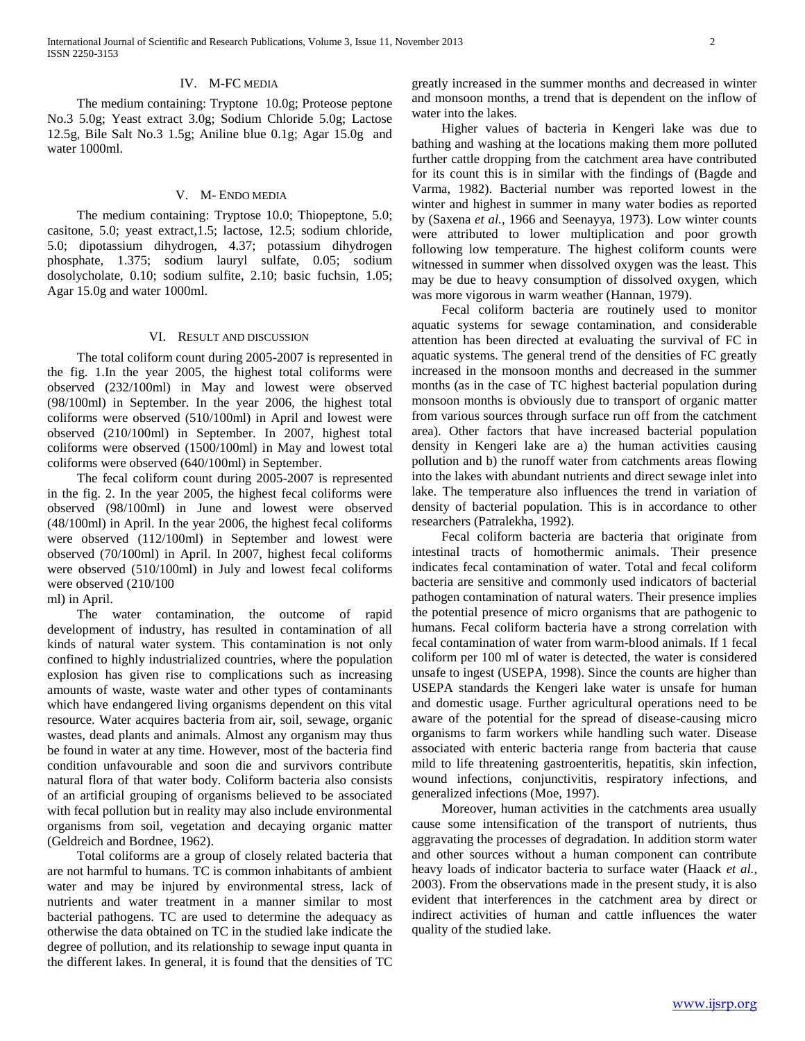## IV. M-FC MEDIA

The medium containing: Tryptone 10.0g; Proteose peptone No.3 5.0g; Yeast extract 3.0g; Sodium Chloride 5.0g; Lactose 12.5g, Bile Salt No.3 1.5g; Aniline blue 0.1g; Agar 15.0g and water 1000ml.

## V. M- ENDO MEDIA

The medium containing: Tryptose 10.0; Thiopeptone, 5.0; casitone, 5.0; yeast extract,1.5; lactose, 12.5; sodium chloride, 5.0; dipotassium dihydrogen, 4.37; potassium dihydrogen phosphate, 1.375; sodium lauryl sulfate, 0.05; sodium dosolycholate, 0.10; sodium sulfite, 2.10; basic fuchsin, 1.05; Agar 15.0g and water 1000ml.

## VI. RESULT AND DISCUSSION

The total coliform count during 2005-2007 is represented in the fig. 1.In the year 2005, the highest total coliforms were observed (232/100ml) in May and lowest were observed (98/100ml) in September. In the year 2006, the highest total coliforms were observed (510/100ml) in April and lowest were observed (210/100ml) in September. In 2007, highest total coliforms were observed (1500/100ml) in May and lowest total coliforms were observed (640/100ml) in September.

The fecal coliform count during 2005-2007 is represented in the fig. 2. In the year 2005, the highest fecal coliforms were observed (98/100ml) in June and lowest were observed (48/100ml) in April. In the year 2006, the highest fecal coliforms were observed (112/100ml) in September and lowest were observed (70/100ml) in April. In 2007, highest fecal coliforms were observed (510/100ml) in July and lowest fecal coliforms were observed (210/100 ml) in April.

The water contamination, the outcome of rapid development of industry, has resulted in contamination of all kinds of natural water system. This contamination is not only confined to highly industrialized countries, where the population explosion has given rise to complications such as increasing amounts of waste, waste water and other types of contaminants which have endangered living organisms dependent on this vital resource. Water acquires bacteria from air, soil, sewage, organic wastes, dead plants and animals. Almost any organism may thus be found in water at any time. However, most of the bacteria find condition unfavourable and soon die and survivors contribute natural flora of that water body. Coliform bacteria also consists of an artificial grouping of organisms believed to be associated with fecal pollution but in reality may also include environmental organisms from soil, vegetation and decaying organic matter (Geldreich and Bordnee, 1962).

Total coliforms are a group of closely related bacteria that are not harmful to humans. TC is common inhabitants of ambient water and may be injured by environmental stress, lack of nutrients and water treatment in a manner similar to most bacterial pathogens. TC are used to determine the adequacy as otherwise the data obtained on TC in the studied lake indicate the degree of pollution, and its relationship to sewage input quanta in the different lakes. In general, it is found that the densities of TC greatly increased in the summer months and decreased in winter and monsoon months, a trend that is dependent on the inflow of water into the lakes.

Higher values of bacteria in Kengeri lake was due to bathing and washing at the locations making them more polluted further cattle dropping from the catchment area have contributed for its count this is in similar with the findings of (Bagde and Varma, 1982). Bacterial number was reported lowest in the winter and highest in summer in many water bodies as reported by (Saxena *et al.*, 1966 and Seenayya, 1973). Low winter counts were attributed to lower multiplication and poor growth following low temperature. The highest coliform counts were witnessed in summer when dissolved oxygen was the least. This may be due to heavy consumption of dissolved oxygen, which was more vigorous in warm weather (Hannan, 1979).

Fecal coliform bacteria are routinely used to monitor aquatic systems for sewage contamination, and considerable attention has been directed at evaluating the survival of FC in aquatic systems. The general trend of the densities of FC greatly increased in the monsoon months and decreased in the summer months (as in the case of TC highest bacterial population during monsoon months is obviously due to transport of organic matter from various sources through surface run off from the catchment area). Other factors that have increased bacterial population density in Kengeri lake are a) the human activities causing pollution and b) the runoff water from catchments areas flowing into the lakes with abundant nutrients and direct sewage inlet into lake. The temperature also influences the trend in variation of density of bacterial population. This is in accordance to other researchers (Patralekha, 1992).

Fecal coliform bacteria are bacteria that originate from intestinal tracts of homothermic animals. Their presence indicates fecal contamination of water. Total and fecal coliform bacteria are sensitive and commonly used indicators of bacterial pathogen contamination of natural waters. Their presence implies the potential presence of micro organisms that are pathogenic to humans. Fecal coliform bacteria have a strong correlation with fecal contamination of water from warm-blood animals. If 1 fecal coliform per 100 ml of water is detected, the water is considered unsafe to ingest (USEPA, 1998). Since the counts are higher than USEPA standards the Kengeri lake water is unsafe for human and domestic usage. Further agricultural operations need to be aware of the potential for the spread of disease-causing micro organisms to farm workers while handling such water. Disease associated with enteric bacteria range from bacteria that cause mild to life threatening gastroenteritis, hepatitis, skin infection, wound infections, conjunctivitis, respiratory infections, and generalized infections (Moe, 1997).

Moreover, human activities in the catchments area usually cause some intensification of the transport of nutrients, thus aggravating the processes of degradation. In addition storm water and other sources without a human component can contribute heavy loads of indicator bacteria to surface water (Haack *et al.,* 2003). From the observations made in the present study, it is also evident that interferences in the catchment area by direct or indirect activities of human and cattle influences the water quality of the studied lake.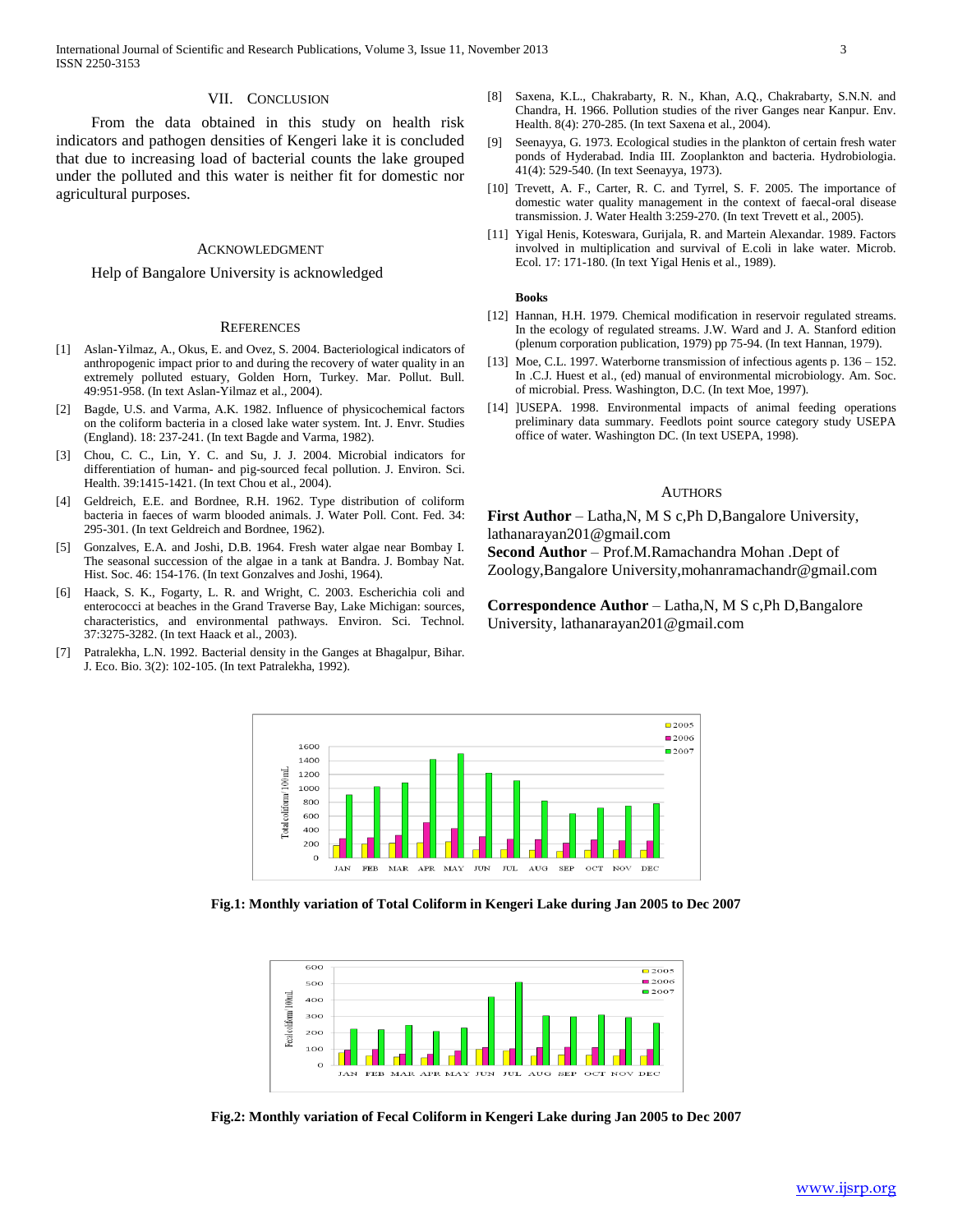## VII. Conclusion

From the data obtained in this study on health risk indicators and pathogen densities of Kengeri lake it is concluded that due to increasing load of bacterial counts the lake grouped under the polluted and this water is neither fit for domestic nor agricultural purposes.

## Acknowledgment

Help of Bangalore University is acknowledged

## References

[1] Aslan-Yilmaz, A., Okus, E. and Ovez, S. 2004. Bacteriological indicators of anthropogenic impact prior to and during the recovery of water quality in an extremely polluted estuary, Golden Horn, Turkey. Mar. Pollut. Bull. 49:951-958. (In text Aslan-Yilmaz et al., 2004).

[2] Bagde, U.S. and Varma, A.K. 1982. Influence of physicochemical factors on the coliform bacteria in a closed lake water system. Int. J. Envr. Studies (England). 18: 237-241. (In text Bagde and Varma, 1982).

[3] Chou, C. C., Lin, Y. C. and Su, J. J. 2004. Microbial indicators for differentiation of human- and pig-sourced fecal pollution. J. Environ. Sci. Health. 39:1415-1421. (In text Chou et al., 2004).

[4] Geldreich, E.E. and Bordnee, R.H. 1962. Type distribution of coliform bacteria in faeces of warm blooded animals. J. Water Poll. Cont. Fed. 34: 295-301. (In text Geldreich and Bordnee, 1962).

[5] Gonzalves, E.A. and Joshi, D.B. 1964. Fresh water algae near Bombay I. The seasonal succession of the algae in a tank at Bandra. J. Bombay Nat. Hist. Soc. 46: 154-176. (In text Gonzalves and Joshi, 1964).

[6] Haack, S. K., Fogarty, L. R. and Wright, C. 2003. Escherichia coli and enterococci at beaches in the Grand Traverse Bay, Lake Michigan: sources, characteristics, and environmental pathways. Environ. Sci. Technol. 37:3275-3282. (In text Haack et al., 2003).

[7] Patralekha, L.N. 1992. Bacterial density in the Ganges at Bhagalpur, Bihar. J. Eco. Bio. 3(2): 102-105. (In text Patralekha, 1992).

[8] Saxena, K.L., Chakrabarty, R. N., Khan, A.Q., Chakrabarty, S.N.N. and Chandra, H. 1966. Pollution studies of the river Ganges near Kanpur. Env. Health. 8(4): 270-285. (In text Saxena et al., 2004).

[9] Seenayya, G. 1973. Ecological studies in the plankton of certain fresh water ponds of Hyderabad. India III. Zooplankton and bacteria. Hydrobiologia. 41(4): 529-540. (In text Seenayya, 1973).

[10] Trevett, A. F., Carter, R. C. and Tyrrel, S. F. 2005. The importance of domestic water quality management in the context of faecal-oral disease transmission. J. Water Health 3:259-270. (In text Trevett et al., 2005).

[11] Yigal Henis, Koteswara, Gurijala, R. and Martein Alexandar. 1989. Factors involved in multiplication and survival of E.coli in lake water. Microb. Ecol. 17: 171-180. (In text Yigal Henis et al., 1989).

**Books**

[12] Hannan, H.H. 1979. Chemical modification in reservoir regulated streams. In the ecology of regulated streams. J.W. Ward and J. A. Stanford edition (plenum corporation publication, 1979) pp 75-94. (In text Hannan, 1979).

[13] Moe, C.L. 1997. Waterborne transmission of infectious agents p. 136 – 152. In .C.J. Huest et al., (ed) manual of environmental microbiology. Am. Soc. of microbial. Press. Washington, D.C. (In text Moe, 1997).

[14] ]USEPA. 1998. Environmental impacts of animal feeding operations preliminary data summary. Feedlots point source category study USEPA office of water. Washington DC. (In text USEPA, 1998).

## Authors

**First Author** – Latha,N, M S c,Ph D,Bangalore University, lathanarayan201@gmail.com

**Second Author** – Prof.M.Ramachandra Mohan .Dept of Zoology,Bangalore University,mohanramachandr@gmail.com

**Correspondence Author** – Latha,N, M S c,Ph D,Bangalore University, lathanarayan201@gmail.com

2005
2006
2007
Total coliform / 100 mL
1600
1400
1200
1000
800
600
400
200
0
JAN FEB MAR APR MAY JUN JUL AUG SEP OCT NOV DEC

**Fig.1: Monthly variation of Total Coliform in Kengeri Lake during Jan 2005 to Dec 2007**

600
500
400
300
200
100
0
2005
2006
2007
Fecal coliform / 100 mL
JAN FEB MAR APR MAY JUN JUL AUG SEP OCT NOV DEC

**Fig.2: Monthly variation of Fecal Coliform in Kengeri Lake during Jan 2005 to Dec 2007**